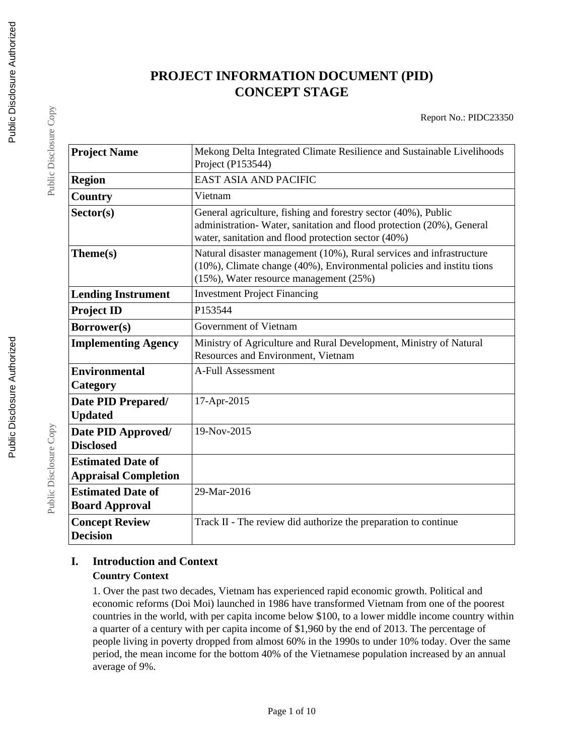# PROJECT INFORMATION DOCUMENT (PID)
# CONCEPT STAGE

Report No.: PIDC23350

| **Project Name** | Mekong Delta Integrated Climate Resilience and Sustainable Livelihoods Project (P153544) |
|---|---|
| **Region** | EAST ASIA AND PACIFIC |
| **Country** | Vietnam |
| **Sector(s)** | General agriculture, fishing and forestry sector (40%), Public administration- Water, sanitation and flood protection (20%), General water, sanitation and flood protection sector (40%) |
| **Theme(s)** | Natural disaster management (10%), Rural services and infrastructure (10%), Climate change (40%), Environmental policies and institu tions (15%), Water resource management (25%) |
| **Lending Instrument** | Investment Project Financing |
| **Project ID** | P153544 |
| **Borrower(s)** | Government of Vietnam |
| **Implementing Agency** | Ministry of Agriculture and Rural Development, Ministry of Natural Resources and Environment, Vietnam |
| **Environmental Category** | A-Full Assessment |
| **Date PID Prepared/ Updated** | 17-Apr-2015 |
| **Date PID Approved/ Disclosed** | 19-Nov-2015 |
| **Estimated Date of Appraisal Completion** | |
| **Estimated Date of Board Approval** | 29-Mar-2016 |
| **Concept Review Decision** | Track II - The review did authorize the preparation to continue |

## I. Introduction and Context

### Country Context

1. Over the past two decades, Vietnam has experienced rapid economic growth. Political and economic reforms (Doi Moi) launched in 1986 have transformed Vietnam from one of the poorest countries in the world, with per capita income below $100, to a lower middle income country within a quarter of a century with per capita income of $1,960 by the end of 2013. The percentage of people living in poverty dropped from almost 60% in the 1990s to under 10% today. Over the same period, the mean income for the bottom 40% of the Vietnamese population increased by an annual average of 9%.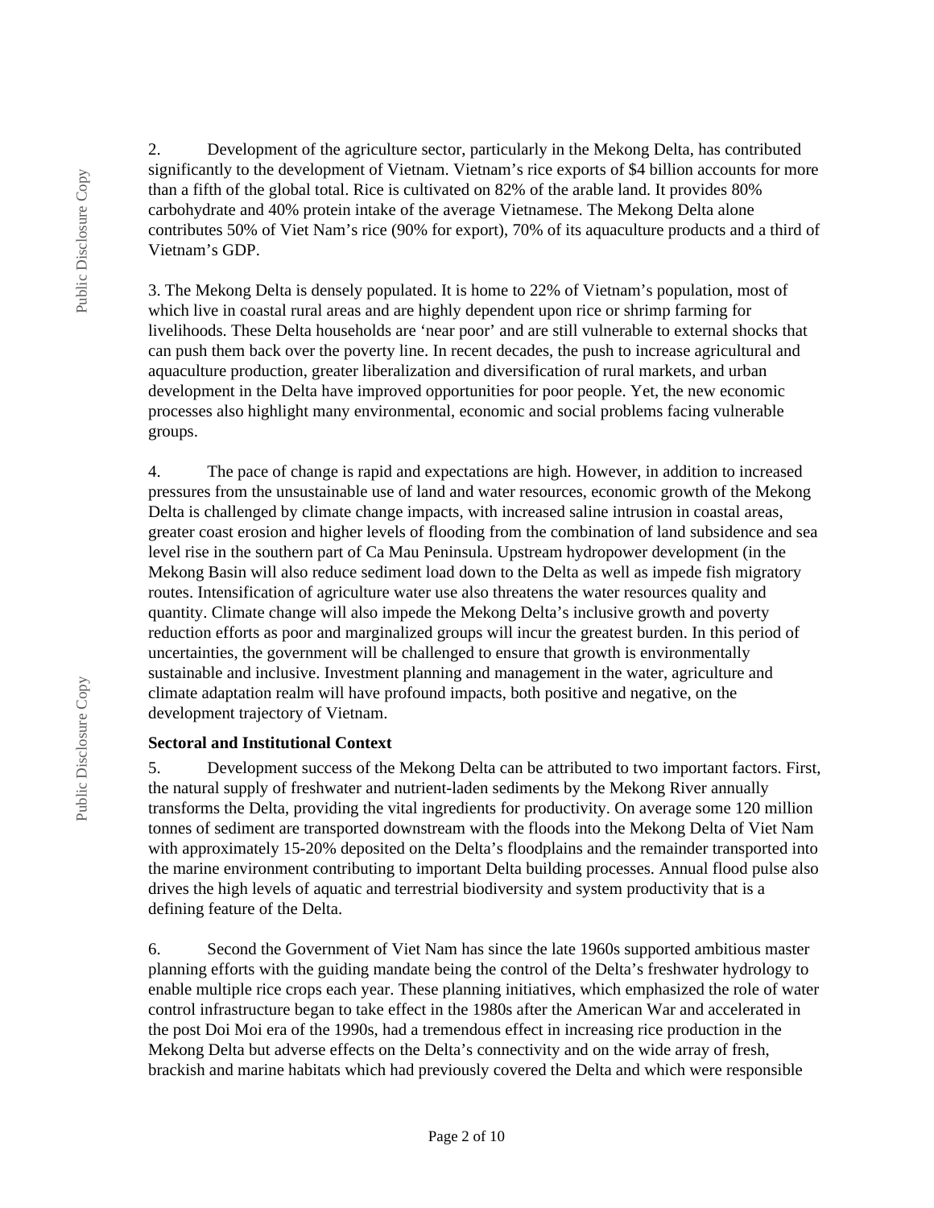2. Development of the agriculture sector, particularly in the Mekong Delta, has contributed significantly to the development of Vietnam. Vietnam's rice exports of $4 billion accounts for more than a fifth of the global total. Rice is cultivated on 82% of the arable land. It provides 80% carbohydrate and 40% protein intake of the average Vietnamese. The Mekong Delta alone contributes 50% of Viet Nam's rice (90% for export), 70% of its aquaculture products and a third of Vietnam's GDP.

3. The Mekong Delta is densely populated. It is home to 22% of Vietnam's population, most of which live in coastal rural areas and are highly dependent upon rice or shrimp farming for livelihoods. These Delta households are 'near poor' and are still vulnerable to external shocks that can push them back over the poverty line. In recent decades, the push to increase agricultural and aquaculture production, greater liberalization and diversification of rural markets, and urban development in the Delta have improved opportunities for poor people. Yet, the new economic processes also highlight many environmental, economic and social problems facing vulnerable groups.

4. The pace of change is rapid and expectations are high. However, in addition to increased pressures from the unsustainable use of land and water resources, economic growth of the Mekong Delta is challenged by climate change impacts, with increased saline intrusion in coastal areas, greater coast erosion and higher levels of flooding from the combination of land subsidence and sea level rise in the southern part of Ca Mau Peninsula. Upstream hydropower development (in the Mekong Basin will also reduce sediment load down to the Delta as well as impede fish migratory routes. Intensification of agriculture water use also threatens the water resources quality and quantity. Climate change will also impede the Mekong Delta's inclusive growth and poverty reduction efforts as poor and marginalized groups will incur the greatest burden. In this period of uncertainties, the government will be challenged to ensure that growth is environmentally sustainable and inclusive. Investment planning and management in the water, agriculture and climate adaptation realm will have profound impacts, both positive and negative, on the development trajectory of Vietnam.

**Sectoral and Institutional Context**

5. Development success of the Mekong Delta can be attributed to two important factors. First, the natural supply of freshwater and nutrient-laden sediments by the Mekong River annually transforms the Delta, providing the vital ingredients for productivity. On average some 120 million tonnes of sediment are transported downstream with the floods into the Mekong Delta of Viet Nam with approximately 15-20% deposited on the Delta's floodplains and the remainder transported into the marine environment contributing to important Delta building processes. Annual flood pulse also drives the high levels of aquatic and terrestrial biodiversity and system productivity that is a defining feature of the Delta.

6. Second the Government of Viet Nam has since the late 1960s supported ambitious master planning efforts with the guiding mandate being the control of the Delta's freshwater hydrology to enable multiple rice crops each year. These planning initiatives, which emphasized the role of water control infrastructure began to take effect in the 1980s after the American War and accelerated in the post Doi Moi era of the 1990s, had a tremendous effect in increasing rice production in the Mekong Delta but adverse effects on the Delta's connectivity and on the wide array of fresh, brackish and marine habitats which had previously covered the Delta and which were responsible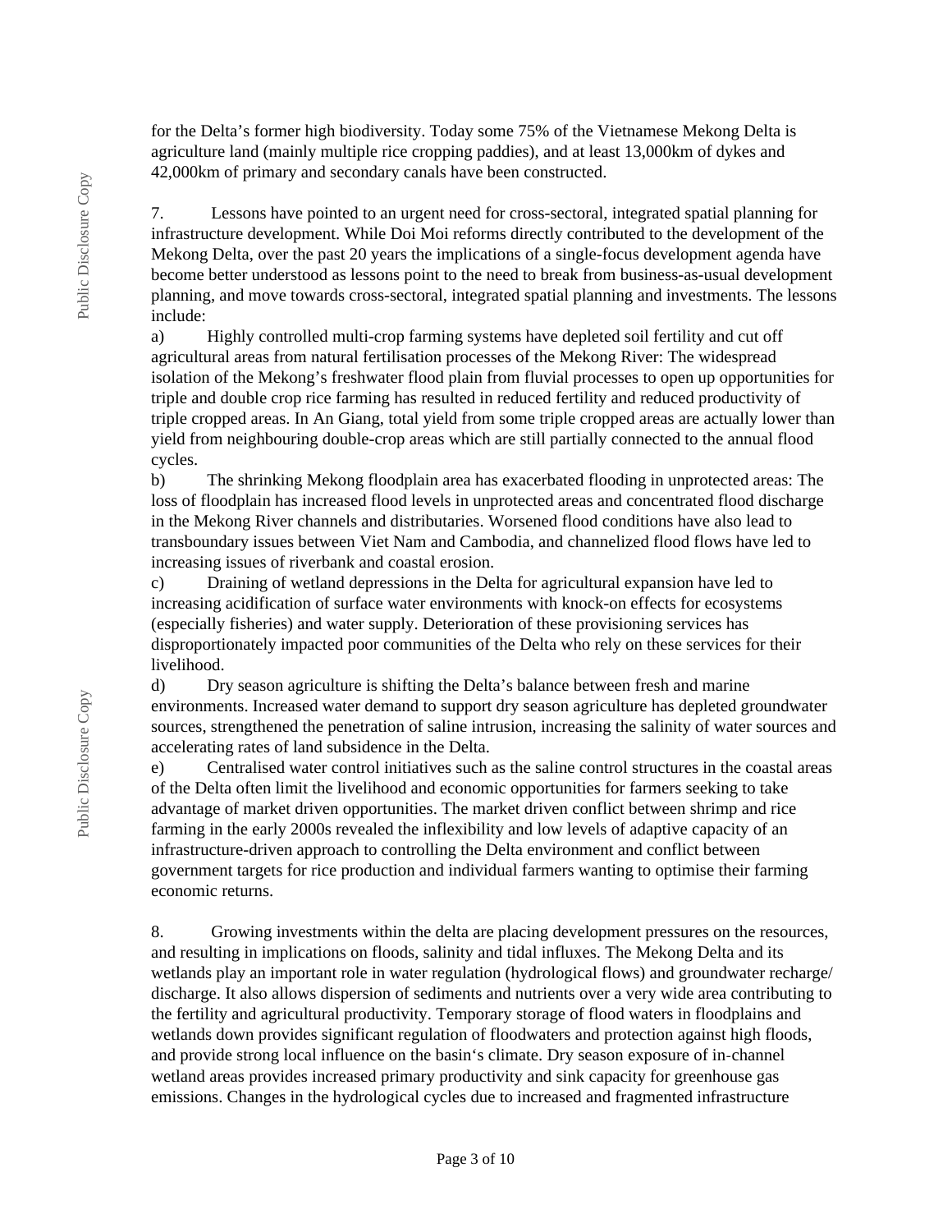for the Delta's former high biodiversity. Today some 75% of the Vietnamese Mekong Delta is agriculture land (mainly multiple rice cropping paddies), and at least 13,000km of dykes and 42,000km of primary and secondary canals have been constructed.

7. Lessons have pointed to an urgent need for cross-sectoral, integrated spatial planning for infrastructure development. While Doi Moi reforms directly contributed to the development of the Mekong Delta, over the past 20 years the implications of a single-focus development agenda have become better understood as lessons point to the need to break from business-as-usual development planning, and move towards cross-sectoral, integrated spatial planning and investments. The lessons include:

a) Highly controlled multi-crop farming systems have depleted soil fertility and cut off agricultural areas from natural fertilisation processes of the Mekong River: The widespread isolation of the Mekong's freshwater flood plain from fluvial processes to open up opportunities for triple and double crop rice farming has resulted in reduced fertility and reduced productivity of triple cropped areas. In An Giang, total yield from some triple cropped areas are actually lower than yield from neighbouring double-crop areas which are still partially connected to the annual flood cycles.

b) The shrinking Mekong floodplain area has exacerbated flooding in unprotected areas: The loss of floodplain has increased flood levels in unprotected areas and concentrated flood discharge in the Mekong River channels and distributaries. Worsened flood conditions have also lead to transboundary issues between Viet Nam and Cambodia, and channelized flood flows have led to increasing issues of riverbank and coastal erosion.

c) Draining of wetland depressions in the Delta for agricultural expansion have led to increasing acidification of surface water environments with knock-on effects for ecosystems (especially fisheries) and water supply. Deterioration of these provisioning services has disproportionately impacted poor communities of the Delta who rely on these services for their livelihood.

d) Dry season agriculture is shifting the Delta's balance between fresh and marine environments. Increased water demand to support dry season agriculture has depleted groundwater sources, strengthened the penetration of saline intrusion, increasing the salinity of water sources and accelerating rates of land subsidence in the Delta.

e) Centralised water control initiatives such as the saline control structures in the coastal areas of the Delta often limit the livelihood and economic opportunities for farmers seeking to take advantage of market driven opportunities. The market driven conflict between shrimp and rice farming in the early 2000s revealed the inflexibility and low levels of adaptive capacity of an infrastructure-driven approach to controlling the Delta environment and conflict between government targets for rice production and individual farmers wanting to optimise their farming economic returns.

8. Growing investments within the delta are placing development pressures on the resources, and resulting in implications on floods, salinity and tidal influxes. The Mekong Delta and its wetlands play an important role in water regulation (hydrological flows) and groundwater recharge/ discharge. It also allows dispersion of sediments and nutrients over a very wide area contributing to the fertility and agricultural productivity. Temporary storage of flood waters in floodplains and wetlands down provides significant regulation of floodwaters and protection against high floods, and provide strong local influence on the basin's climate. Dry season exposure of in-channel wetland areas provides increased primary productivity and sink capacity for greenhouse gas emissions. Changes in the hydrological cycles due to increased and fragmented infrastructure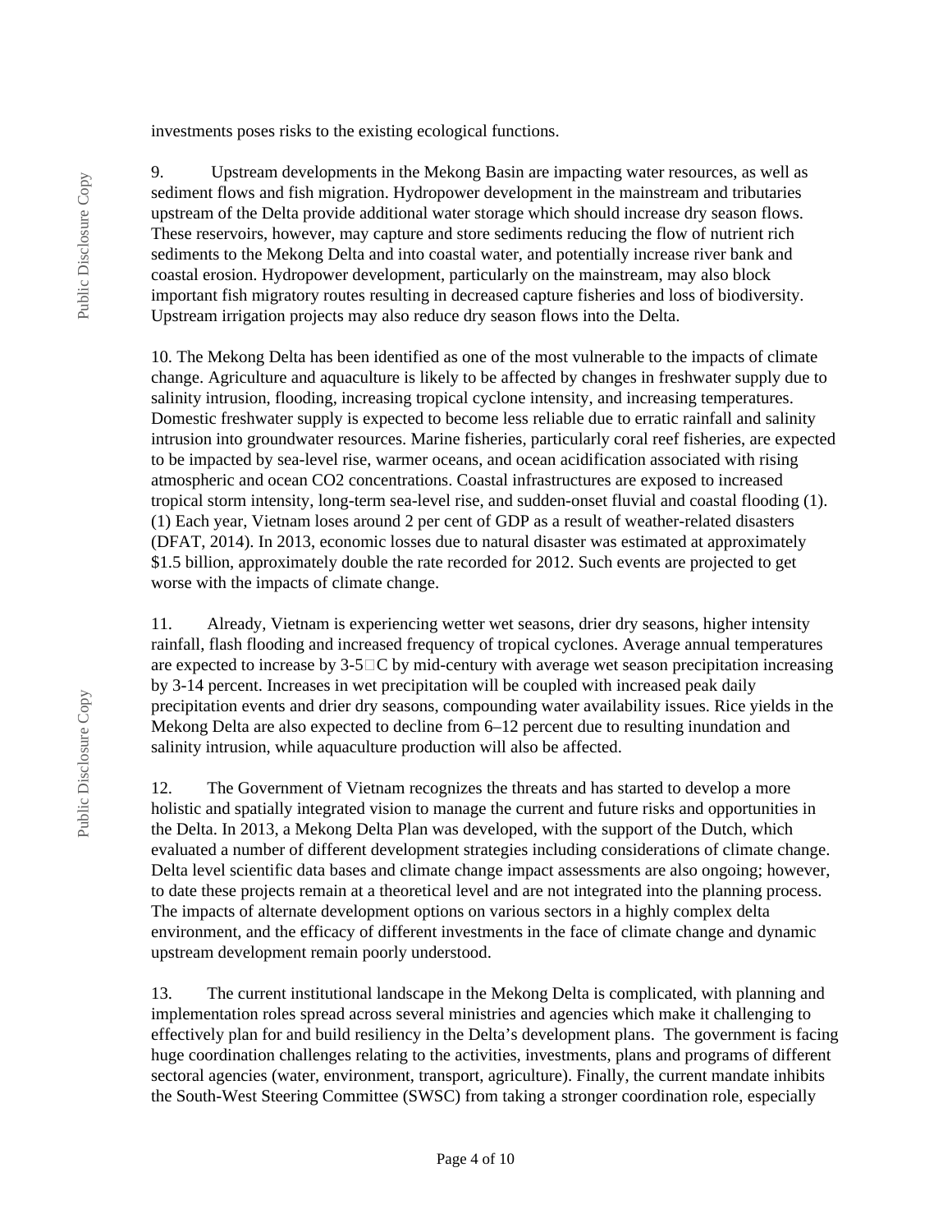investments poses risks to the existing ecological functions.

9. Upstream developments in the Mekong Basin are impacting water resources, as well as sediment flows and fish migration. Hydropower development in the mainstream and tributaries upstream of the Delta provide additional water storage which should increase dry season flows. These reservoirs, however, may capture and store sediments reducing the flow of nutrient rich sediments to the Mekong Delta and into coastal water, and potentially increase river bank and coastal erosion. Hydropower development, particularly on the mainstream, may also block important fish migratory routes resulting in decreased capture fisheries and loss of biodiversity. Upstream irrigation projects may also reduce dry season flows into the Delta.

10. The Mekong Delta has been identified as one of the most vulnerable to the impacts of climate change. Agriculture and aquaculture is likely to be affected by changes in freshwater supply due to salinity intrusion, flooding, increasing tropical cyclone intensity, and increasing temperatures. Domestic freshwater supply is expected to become less reliable due to erratic rainfall and salinity intrusion into groundwater resources. Marine fisheries, particularly coral reef fisheries, are expected to be impacted by sea-level rise, warmer oceans, and ocean acidification associated with rising atmospheric and ocean $CO_2$ concentrations. Coastal infrastructures are exposed to increased tropical storm intensity, long-term sea-level rise, and sudden-onset fluvial and coastal flooding (1). (1) Each year, Vietnam loses around 2 per cent of GDP as a result of weather-related disasters (DFAT, 2014). In 2013, economic losses due to natural disaster was estimated at approximately $1.5 billion, approximately double the rate recorded for 2012. Such events are projected to get worse with the impacts of climate change.

11. Already, Vietnam is experiencing wetter wet seasons, drier dry seasons, higher intensity rainfall, flash flooding and increased frequency of tropical cyclones. Average annual temperatures are expected to increase by 3-5°C by mid-century with average wet season precipitation increasing by 3-14 percent. Increases in wet precipitation will be coupled with increased peak daily precipitation events and drier dry seasons, compounding water availability issues. Rice yields in the Mekong Delta are also expected to decline from 6–12 percent due to resulting inundation and salinity intrusion, while aquaculture production will also be affected.

12. The Government of Vietnam recognizes the threats and has started to develop a more holistic and spatially integrated vision to manage the current and future risks and opportunities in the Delta. In 2013, a Mekong Delta Plan was developed, with the support of the Dutch, which evaluated a number of different development strategies including considerations of climate change. Delta level scientific data bases and climate change impact assessments are also ongoing; however, to date these projects remain at a theoretical level and are not integrated into the planning process. The impacts of alternate development options on various sectors in a highly complex delta environment, and the efficacy of different investments in the face of climate change and dynamic upstream development remain poorly understood.

13. The current institutional landscape in the Mekong Delta is complicated, with planning and implementation roles spread across several ministries and agencies which make it challenging to effectively plan for and build resiliency in the Delta's development plans. The government is facing huge coordination challenges relating to the activities, investments, plans and programs of different sectoral agencies (water, environment, transport, agriculture). Finally, the current mandate inhibits the South-West Steering Committee (SWSC) from taking a stronger coordination role, especially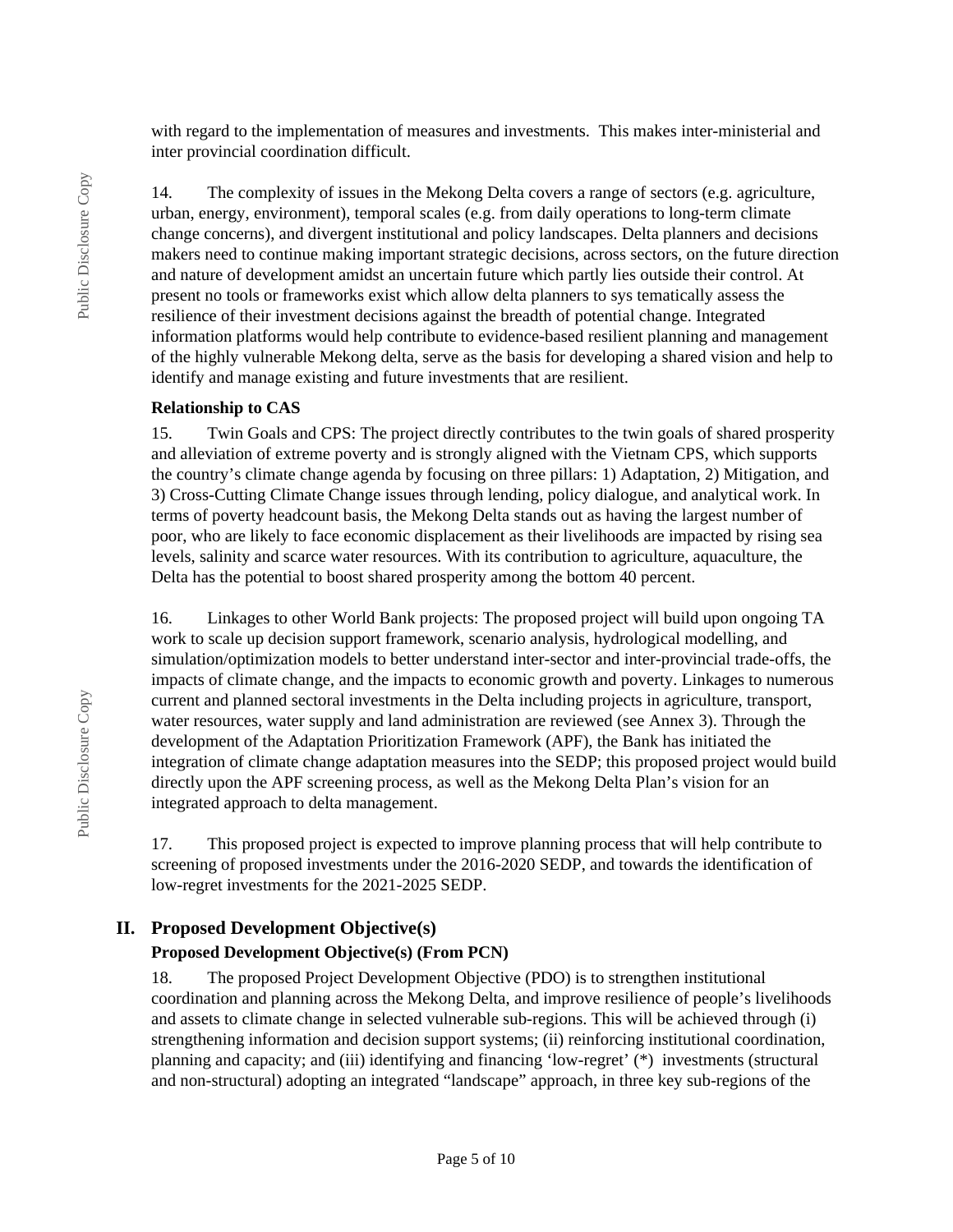with regard to the implementation of measures and investments. This makes inter-ministerial and inter provincial coordination difficult.

14. The complexity of issues in the Mekong Delta covers a range of sectors (e.g. agriculture, urban, energy, environment), temporal scales (e.g. from daily operations to long-term climate change concerns), and divergent institutional and policy landscapes. Delta planners and decisions makers need to continue making important strategic decisions, across sectors, on the future direction and nature of development amidst an uncertain future which partly lies outside their control. At present no tools or frameworks exist which allow delta planners to sys tematically assess the resilience of their investment decisions against the breadth of potential change. Integrated information platforms would help contribute to evidence-based resilient planning and management of the highly vulnerable Mekong delta, serve as the basis for developing a shared vision and help to identify and manage existing and future investments that are resilient.

**Relationship to CAS**

15. Twin Goals and CPS: The project directly contributes to the twin goals of shared prosperity and alleviation of extreme poverty and is strongly aligned with the Vietnam CPS, which supports the country's climate change agenda by focusing on three pillars: 1) Adaptation, 2) Mitigation, and 3) Cross-Cutting Climate Change issues through lending, policy dialogue, and analytical work. In terms of poverty headcount basis, the Mekong Delta stands out as having the largest number of poor, who are likely to face economic displacement as their livelihoods are impacted by rising sea levels, salinity and scarce water resources. With its contribution to agriculture, aquaculture, the Delta has the potential to boost shared prosperity among the bottom 40 percent.

16. Linkages to other World Bank projects: The proposed project will build upon ongoing TA work to scale up decision support framework, scenario analysis, hydrological modelling, and simulation/optimization models to better understand inter-sector and inter-provincial trade-offs, the impacts of climate change, and the impacts to economic growth and poverty. Linkages to numerous current and planned sectoral investments in the Delta including projects in agriculture, transport, water resources, water supply and land administration are reviewed (see Annex 3). Through the development of the Adaptation Prioritization Framework (APF), the Bank has initiated the integration of climate change adaptation measures into the SEDP; this proposed project would build directly upon the APF screening process, as well as the Mekong Delta Plan's vision for an integrated approach to delta management.

17. This proposed project is expected to improve planning process that will help contribute to screening of proposed investments under the 2016-2020 SEDP, and towards the identification of low-regret investments for the 2021-2025 SEDP.

## II. Proposed Development Objective(s)

### Proposed Development Objective(s) (From PCN)

18. The proposed Project Development Objective (PDO) is to strengthen institutional coordination and planning across the Mekong Delta, and improve resilience of people's livelihoods and assets to climate change in selected vulnerable sub-regions. This will be achieved through (i) strengthening information and decision support systems; (ii) reinforcing institutional coordination, planning and capacity; and (iii) identifying and financing 'low-regret' (*) investments (structural and non-structural) adopting an integrated "landscape" approach, in three key sub-regions of the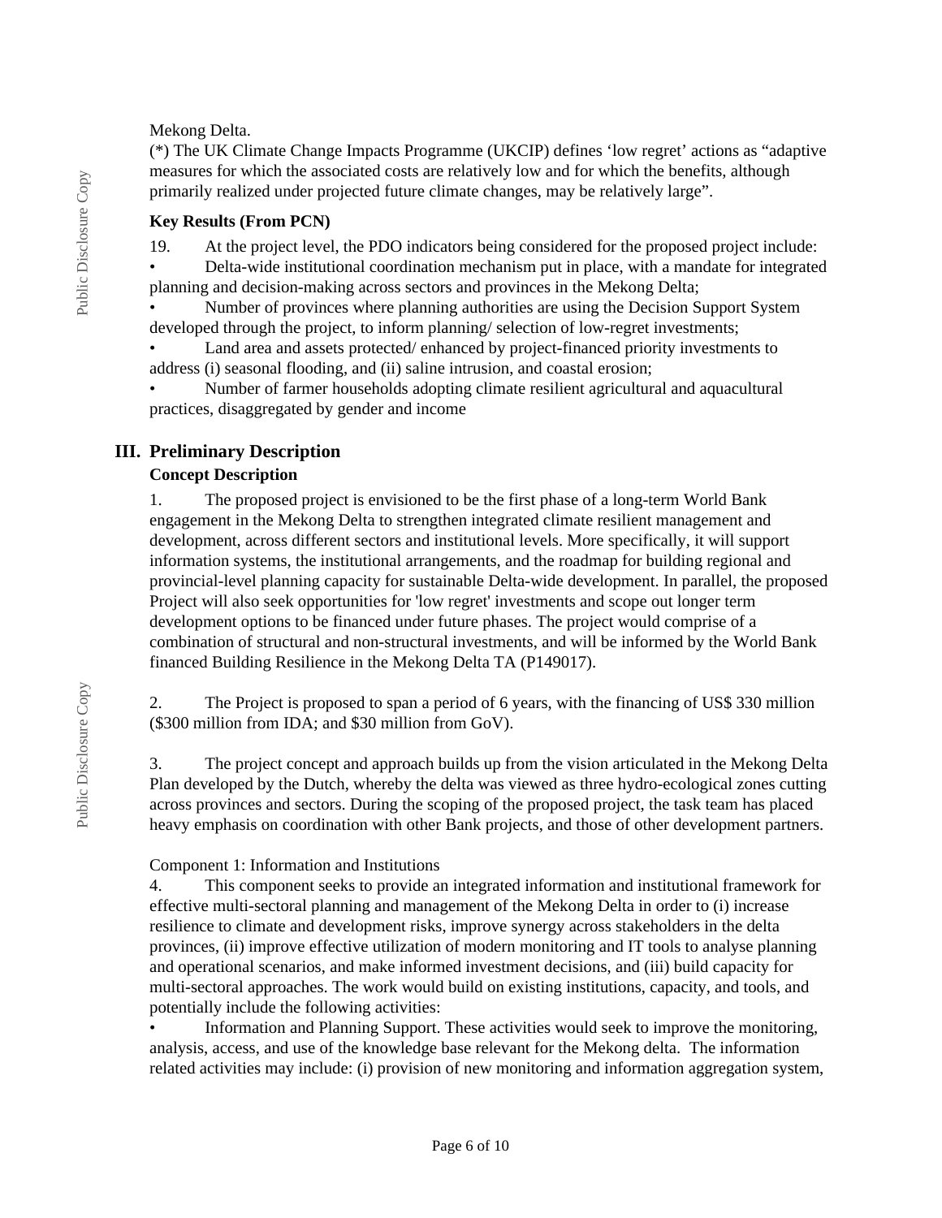Mekong Delta.
(*) The UK Climate Change Impacts Programme (UKCIP) defines 'low regret' actions as "adaptive measures for which the associated costs are relatively low and for which the benefits, although primarily realized under projected future climate changes, may be relatively large".

**Key Results (From PCN)**

19. At the project level, the PDO indicators being considered for the proposed project include:
• Delta-wide institutional coordination mechanism put in place, with a mandate for integrated planning and decision-making across sectors and provinces in the Mekong Delta;
• Number of provinces where planning authorities are using the Decision Support System developed through the project, to inform planning/ selection of low-regret investments;
• Land area and assets protected/ enhanced by project-financed priority investments to address (i) seasonal flooding, and (ii) saline intrusion, and coastal erosion;
• Number of farmer households adopting climate resilient agricultural and aquacultural practices, disaggregated by gender and income

## III. Preliminary Description

**Concept Description**

1. The proposed project is envisioned to be the first phase of a long-term World Bank engagement in the Mekong Delta to strengthen integrated climate resilient management and development, across different sectors and institutional levels. More specifically, it will support information systems, the institutional arrangements, and the roadmap for building regional and provincial-level planning capacity for sustainable Delta-wide development. In parallel, the proposed Project will also seek opportunities for 'low regret' investments and scope out longer term development options to be financed under future phases. The project would comprise of a combination of structural and non-structural investments, and will be informed by the World Bank financed Building Resilience in the Mekong Delta TA (P149017).

2. The Project is proposed to span a period of 6 years, with the financing of US$ 330 million ($300 million from IDA; and $30 million from GoV).

3. The project concept and approach builds up from the vision articulated in the Mekong Delta Plan developed by the Dutch, whereby the delta was viewed as three hydro-ecological zones cutting across provinces and sectors. During the scoping of the proposed project, the task team has placed heavy emphasis on coordination with other Bank projects, and those of other development partners.

Component 1: Information and Institutions

4. This component seeks to provide an integrated information and institutional framework for effective multi-sectoral planning and management of the Mekong Delta in order to (i) increase resilience to climate and development risks, improve synergy across stakeholders in the delta provinces, (ii) improve effective utilization of modern monitoring and IT tools to analyse planning and operational scenarios, and make informed investment decisions, and (iii) build capacity for multi-sectoral approaches. The work would build on existing institutions, capacity, and tools, and potentially include the following activities:
• Information and Planning Support. These activities would seek to improve the monitoring, analysis, access, and use of the knowledge base relevant for the Mekong delta. The information related activities may include: (i) provision of new monitoring and information aggregation system,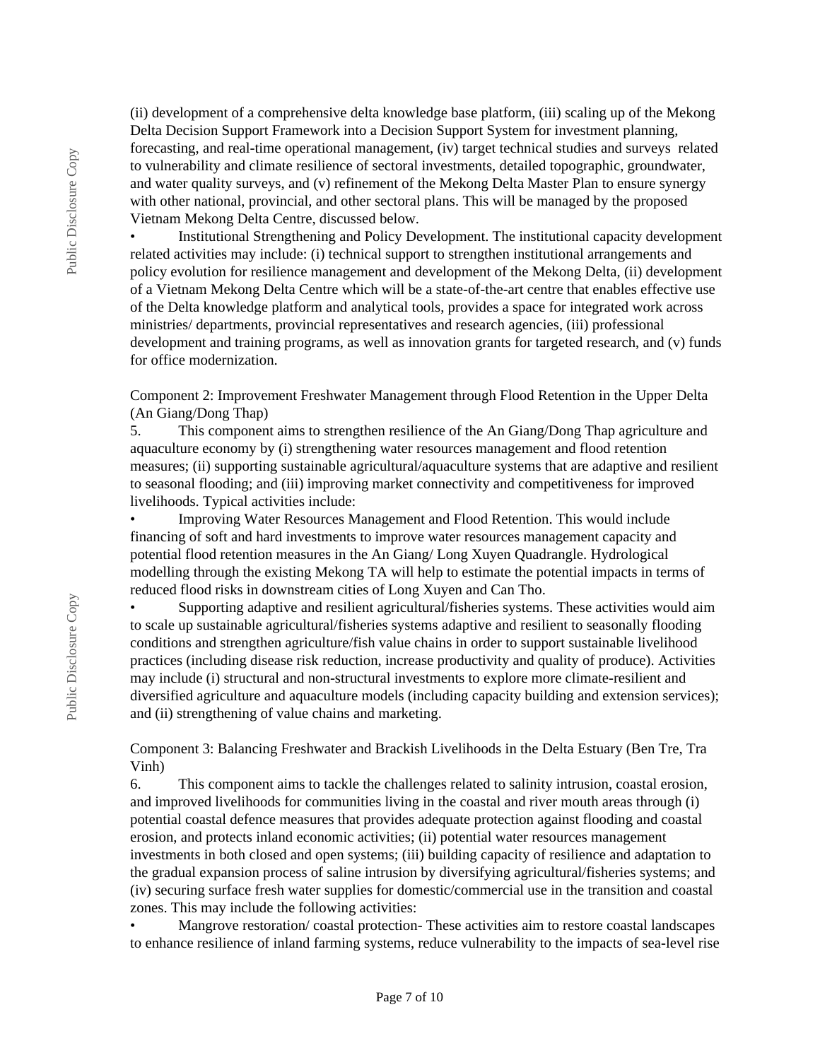(ii) development of a comprehensive delta knowledge base platform, (iii) scaling up of the Mekong Delta Decision Support Framework into a Decision Support System for investment planning, forecasting, and real-time operational management, (iv) target technical studies and surveys related to vulnerability and climate resilience of sectoral investments, detailed topographic, groundwater, and water quality surveys, and (v) refinement of the Mekong Delta Master Plan to ensure synergy with other national, provincial, and other sectoral plans. This will be managed by the proposed Vietnam Mekong Delta Centre, discussed below.

- Institutional Strengthening and Policy Development. The institutional capacity development related activities may include: (i) technical support to strengthen institutional arrangements and policy evolution for resilience management and development of the Mekong Delta, (ii) development of a Vietnam Mekong Delta Centre which will be a state-of-the-art centre that enables effective use of the Delta knowledge platform and analytical tools, provides a space for integrated work across ministries/ departments, provincial representatives and research agencies, (iii) professional development and training programs, as well as innovation grants for targeted research, and (v) funds for office modernization.

Component 2: Improvement Freshwater Management through Flood Retention in the Upper Delta (An Giang/Dong Thap)

5. This component aims to strengthen resilience of the An Giang/Dong Thap agriculture and aquaculture economy by (i) strengthening water resources management and flood retention measures; (ii) supporting sustainable agricultural/aquaculture systems that are adaptive and resilient to seasonal flooding; and (iii) improving market connectivity and competitiveness for improved livelihoods. Typical activities include:

- Improving Water Resources Management and Flood Retention. This would include financing of soft and hard investments to improve water resources management capacity and potential flood retention measures in the An Giang/ Long Xuyen Quadrangle. Hydrological modelling through the existing Mekong TA will help to estimate the potential impacts in terms of reduced flood risks in downstream cities of Long Xuyen and Can Tho.
- Supporting adaptive and resilient agricultural/fisheries systems. These activities would aim to scale up sustainable agricultural/fisheries systems adaptive and resilient to seasonally flooding conditions and strengthen agriculture/fish value chains in order to support sustainable livelihood practices (including disease risk reduction, increase productivity and quality of produce). Activities may include (i) structural and non-structural investments to explore more climate-resilient and diversified agriculture and aquaculture models (including capacity building and extension services); and (ii) strengthening of value chains and marketing.

Component 3: Balancing Freshwater and Brackish Livelihoods in the Delta Estuary (Ben Tre, Tra Vinh)

6. This component aims to tackle the challenges related to salinity intrusion, coastal erosion, and improved livelihoods for communities living in the coastal and river mouth areas through (i) potential coastal defence measures that provides adequate protection against flooding and coastal erosion, and protects inland economic activities; (ii) potential water resources management investments in both closed and open systems; (iii) building capacity of resilience and adaptation to the gradual expansion process of saline intrusion by diversifying agricultural/fisheries systems; and (iv) securing surface fresh water supplies for domestic/commercial use in the transition and coastal zones. This may include the following activities:

- Mangrove restoration/ coastal protection- These activities aim to restore coastal landscapes to enhance resilience of inland farming systems, reduce vulnerability to the impacts of sea-level rise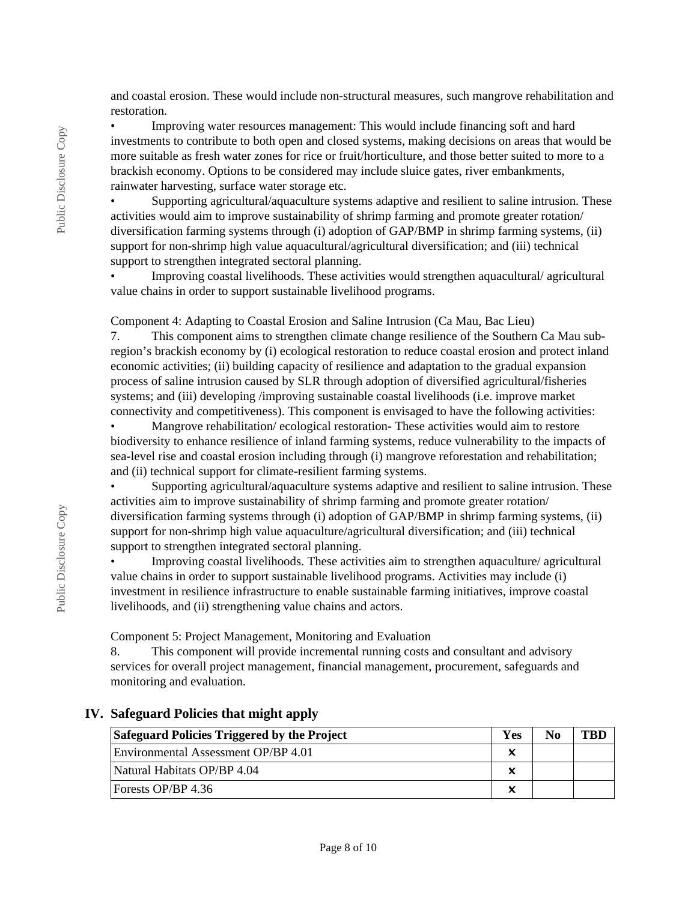and coastal erosion. These would include non-structural measures, such mangrove rehabilitation and restoration.

• Improving water resources management: This would include financing soft and hard investments to contribute to both open and closed systems, making decisions on areas that would be more suitable as fresh water zones for rice or fruit/horticulture, and those better suited to more to a brackish economy. Options to be considered may include sluice gates, river embankments, rainwater harvesting, surface water storage etc.

• Supporting agricultural/aquaculture systems adaptive and resilient to saline intrusion. These activities would aim to improve sustainability of shrimp farming and promote greater rotation/ diversification farming systems through (i) adoption of GAP/BMP in shrimp farming systems, (ii) support for non-shrimp high value aquacultural/agricultural diversification; and (iii) technical support to strengthen integrated sectoral planning.

• Improving coastal livelihoods. These activities would strengthen aquacultural/ agricultural value chains in order to support sustainable livelihood programs.

Component 4: Adapting to Coastal Erosion and Saline Intrusion (Ca Mau, Bac Lieu)

7. This component aims to strengthen climate change resilience of the Southern Ca Mau sub-region's brackish economy by (i) ecological restoration to reduce coastal erosion and protect inland economic activities; (ii) building capacity of resilience and adaptation to the gradual expansion process of saline intrusion caused by SLR through adoption of diversified agricultural/fisheries systems; and (iii) developing /improving sustainable coastal livelihoods (i.e. improve market connectivity and competitiveness). This component is envisaged to have the following activities:

• Mangrove rehabilitation/ ecological restoration- These activities would aim to restore biodiversity to enhance resilience of inland farming systems, reduce vulnerability to the impacts of sea-level rise and coastal erosion including through (i) mangrove reforestation and rehabilitation; and (ii) technical support for climate-resilient farming systems.

• Supporting agricultural/aquaculture systems adaptive and resilient to saline intrusion. These activities aim to improve sustainability of shrimp farming and promote greater rotation/ diversification farming systems through (i) adoption of GAP/BMP in shrimp farming systems, (ii) support for non-shrimp high value aquaculture/agricultural diversification; and (iii) technical support to strengthen integrated sectoral planning.

• Improving coastal livelihoods. These activities aim to strengthen aquaculture/ agricultural value chains in order to support sustainable livelihood programs. Activities may include (i) investment in resilience infrastructure to enable sustainable farming initiatives, improve coastal livelihoods, and (ii) strengthening value chains and actors.

Component 5: Project Management, Monitoring and Evaluation

8. This component will provide incremental running costs and consultant and advisory services for overall project management, financial management, procurement, safeguards and monitoring and evaluation.

## IV. Safeguard Policies that might apply

| Safeguard Policies Triggered by the Project | Yes | No | TBD |
|---|---|---|---|
| Environmental Assessment OP/BP 4.01 | x | | |
| Natural Habitats OP/BP 4.04 | x | | |
| Forests OP/BP 4.36 | x | | |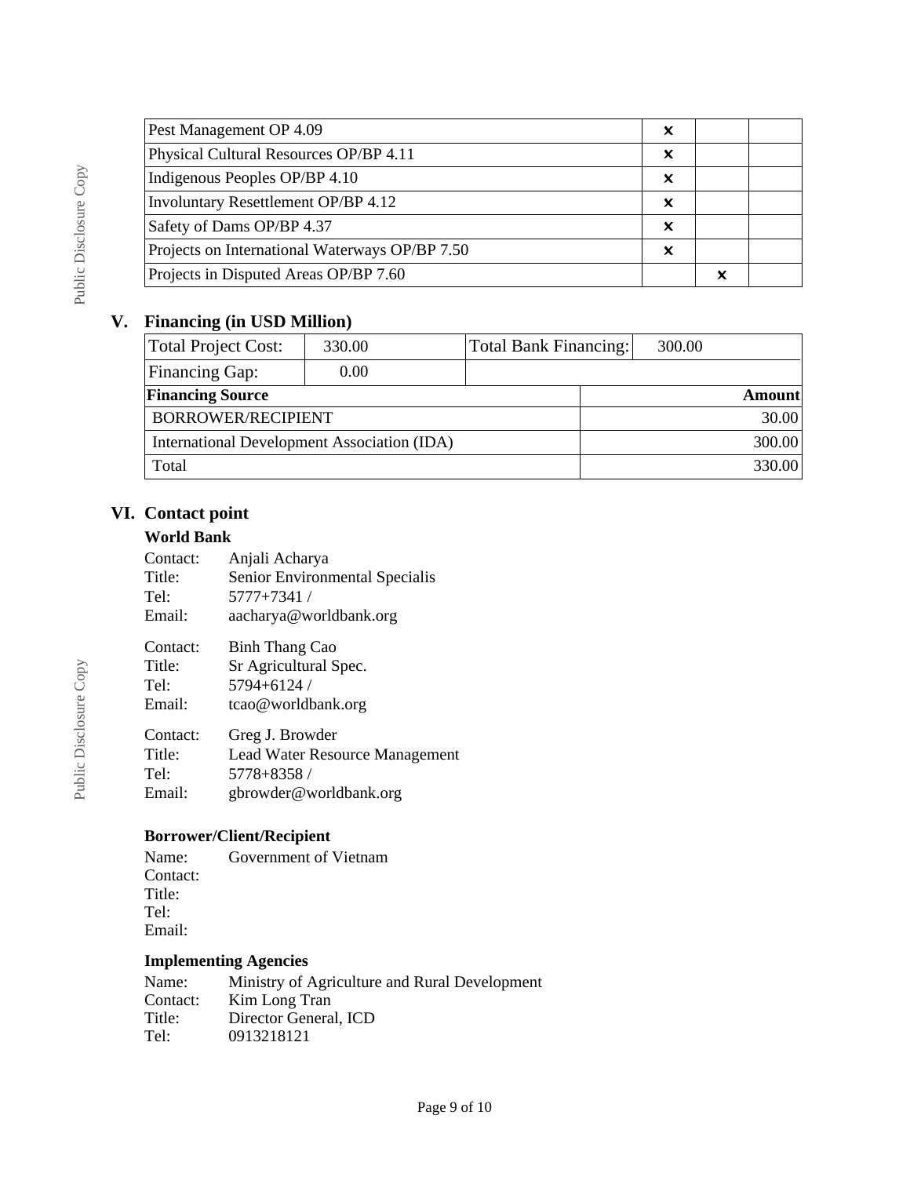| | | | |
|---|---|---|---|
| Pest Management OP 4.09 | × | | |
| Physical Cultural Resources OP/BP 4.11 | × | | |
| Indigenous Peoples OP/BP 4.10 | × | | |
| Involuntary Resettlement OP/BP 4.12 | × | | |
| Safety of Dams OP/BP 4.37 | × | | |
| Projects on International Waterways OP/BP 7.50 | × | | |
| Projects in Disputed Areas OP/BP 7.60 | | × | |

## V. Financing (in USD Million)

| | | | |
|---|---|---|---|
| Total Project Cost: | 330.00 | Total Bank Financing: | 300.00 |
| Financing Gap: | 0.00 | | |

| Financing Source | Amount |
|---|---|
| BORROWER/RECIPIENT | 30.00 |
| International Development Association (IDA) | 300.00 |
| Total | 330.00 |

## VI. Contact point

### World Bank

Contact: Anjali Acharya
Title: Senior Environmental Specialis
Tel: 5777+7341 /
Email: aacharya@worldbank.org

Contact: Binh Thang Cao
Title: Sr Agricultural Spec.
Tel: 5794+6124 /
Email: tcao@worldbank.org

Contact: Greg J. Browder
Title: Lead Water Resource Management
Tel: 5778+8358 /
Email: gbrowder@worldbank.org

### Borrower/Client/Recipient

Name: Government of Vietnam
Contact:
Title:
Tel:
Email:

### Implementing Agencies

Name: Ministry of Agriculture and Rural Development
Contact: Kim Long Tran
Title: Director General, ICD
Tel: 0913218121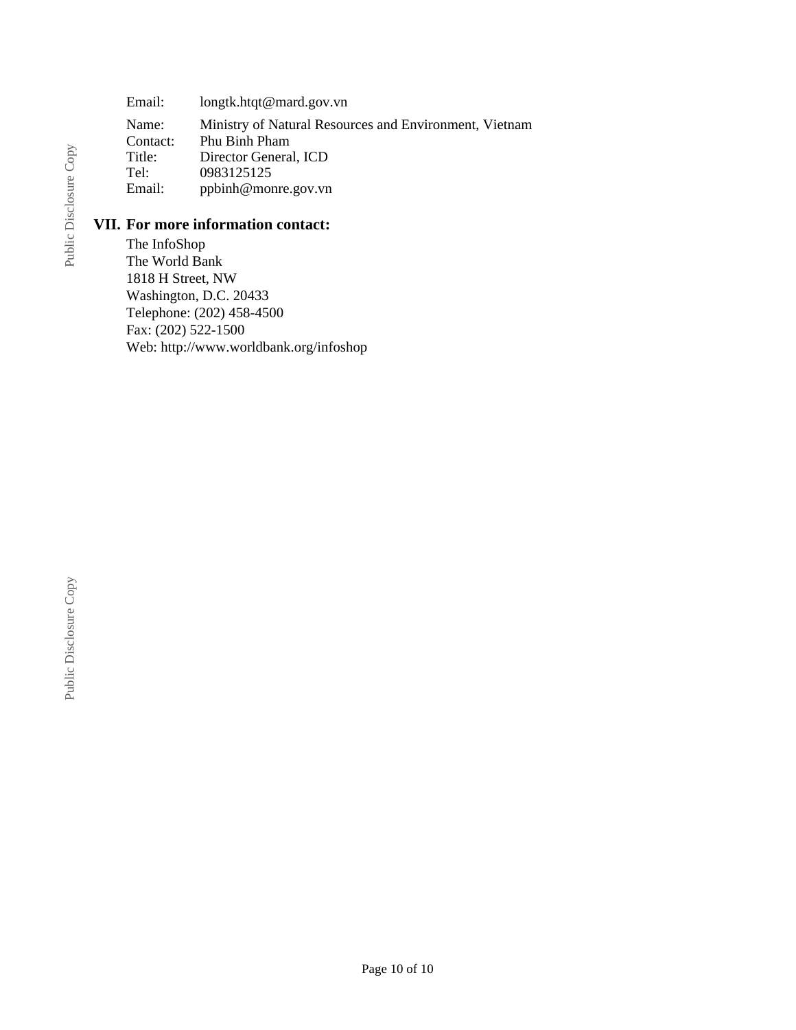Email: longtk.htqt@mard.gov.vn

Name: Ministry of Natural Resources and Environment, Vietnam
Contact: Phu Binh Pham
Title: Director General, ICD
Tel: 0983125125
Email: ppbinh@monre.gov.vn

## VII. For more information contact:

The InfoShop
The World Bank
1818 H Street, NW
Washington, D.C. 20433
Telephone: (202) 458-4500
Fax: (202) 522-1500
Web: http://www.worldbank.org/infoshop